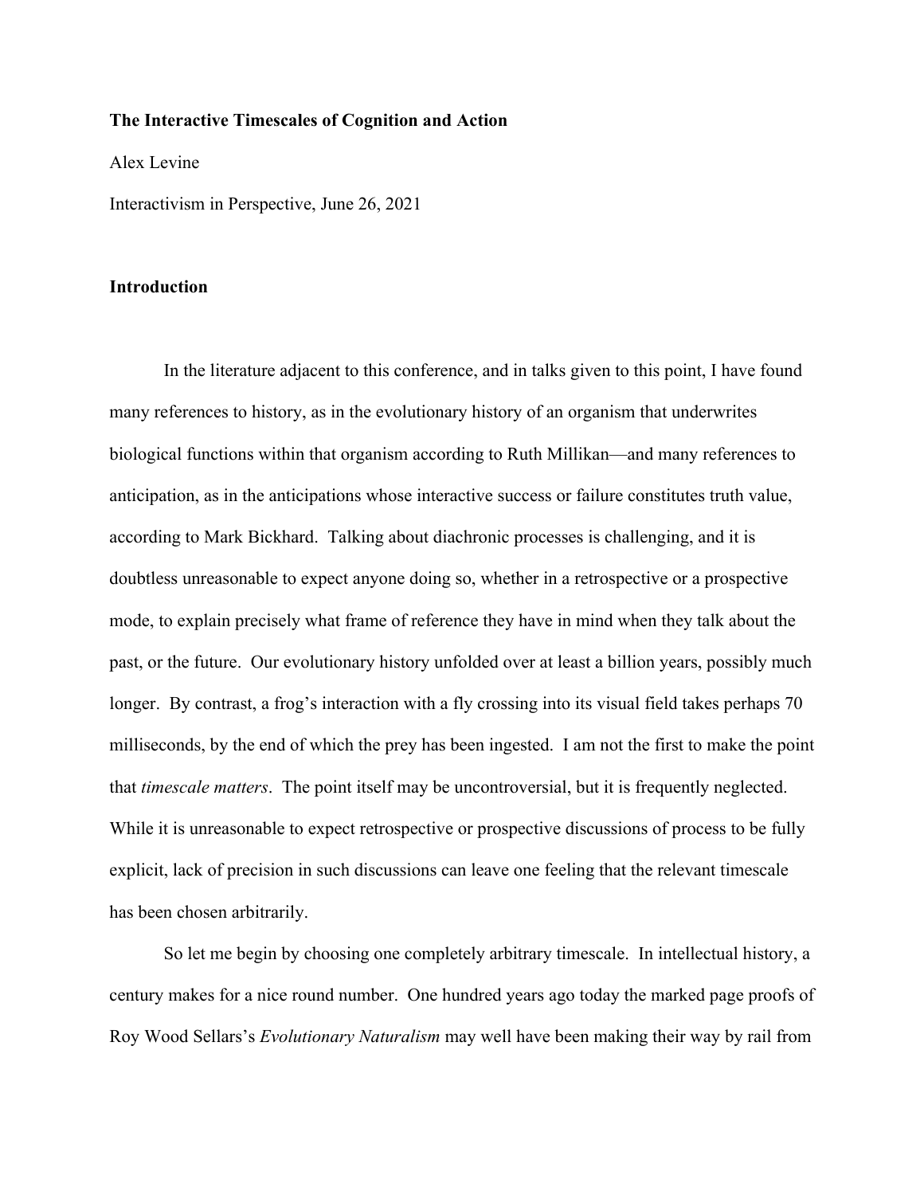**The Interactive Timescales of Cognition and Action**

Alex Levine

Interactivism in Perspective, June 26, 2021

## Introduction

In the literature adjacent to this conference, and in talks given to this point, I have found many references to history, as in the evolutionary history of an organism that underwrites biological functions within that organism according to Ruth Millikan—and many references to anticipation, as in the anticipations whose interactive success or failure constitutes truth value, according to Mark Bickhard. Talking about diachronic processes is challenging, and it is doubtless unreasonable to expect anyone doing so, whether in a retrospective or a prospective mode, to explain precisely what frame of reference they have in mind when they talk about the past, or the future. Our evolutionary history unfolded over at least a billion years, possibly much longer. By contrast, a frog's interaction with a fly crossing into its visual field takes perhaps 70 milliseconds, by the end of which the prey has been ingested. I am not the first to make the point that *timescale matters*. The point itself may be uncontroversial, but it is frequently neglected. While it is unreasonable to expect retrospective or prospective discussions of process to be fully explicit, lack of precision in such discussions can leave one feeling that the relevant timescale has been chosen arbitrarily.

So let me begin by choosing one completely arbitrary timescale. In intellectual history, a century makes for a nice round number. One hundred years ago today the marked page proofs of Roy Wood Sellars's *Evolutionary Naturalism* may well have been making their way by rail from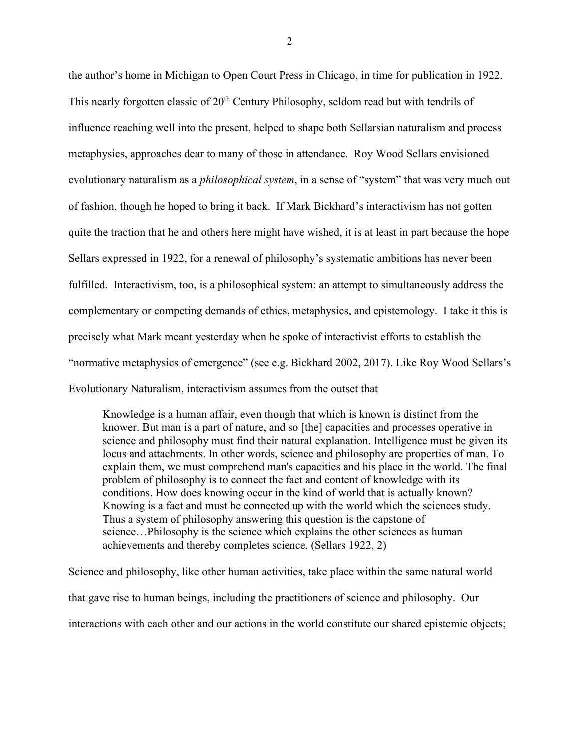the author's home in Michigan to Open Court Press in Chicago, in time for publication in 1922. This nearly forgotten classic of 20th Century Philosophy, seldom read but with tendrils of influence reaching well into the present, helped to shape both Sellarsian naturalism and process metaphysics, approaches dear to many of those in attendance. Roy Wood Sellars envisioned evolutionary naturalism as a *philosophical system*, in a sense of "system" that was very much out of fashion, though he hoped to bring it back. If Mark Bickhard's interactivism has not gotten quite the traction that he and others here might have wished, it is at least in part because the hope Sellars expressed in 1922, for a renewal of philosophy's systematic ambitions has never been fulfilled. Interactivism, too, is a philosophical system: an attempt to simultaneously address the complementary or competing demands of ethics, metaphysics, and epistemology. I take it this is precisely what Mark meant yesterday when he spoke of interactivist efforts to establish the "normative metaphysics of emergence" (see e.g. Bickhard 2002, 2017). Like Roy Wood Sellars's Evolutionary Naturalism, interactivism assumes from the outset that

> Knowledge is a human affair, even though that which is known is distinct from the knower. But man is a part of nature, and so [the] capacities and processes operative in science and philosophy must find their natural explanation. Intelligence must be given its locus and attachments. In other words, science and philosophy are properties of man. To explain them, we must comprehend man's capacities and his place in the world. The final problem of philosophy is to connect the fact and content of knowledge with its conditions. How does knowing occur in the kind of world that is actually known? Knowing is a fact and must be connected up with the world which the sciences study. Thus a system of philosophy answering this question is the capstone of science…Philosophy is the science which explains the other sciences as human achievements and thereby completes science. (Sellars 1922, 2)

Science and philosophy, like other human activities, take place within the same natural world that gave rise to human beings, including the practitioners of science and philosophy. Our interactions with each other and our actions in the world constitute our shared epistemic objects;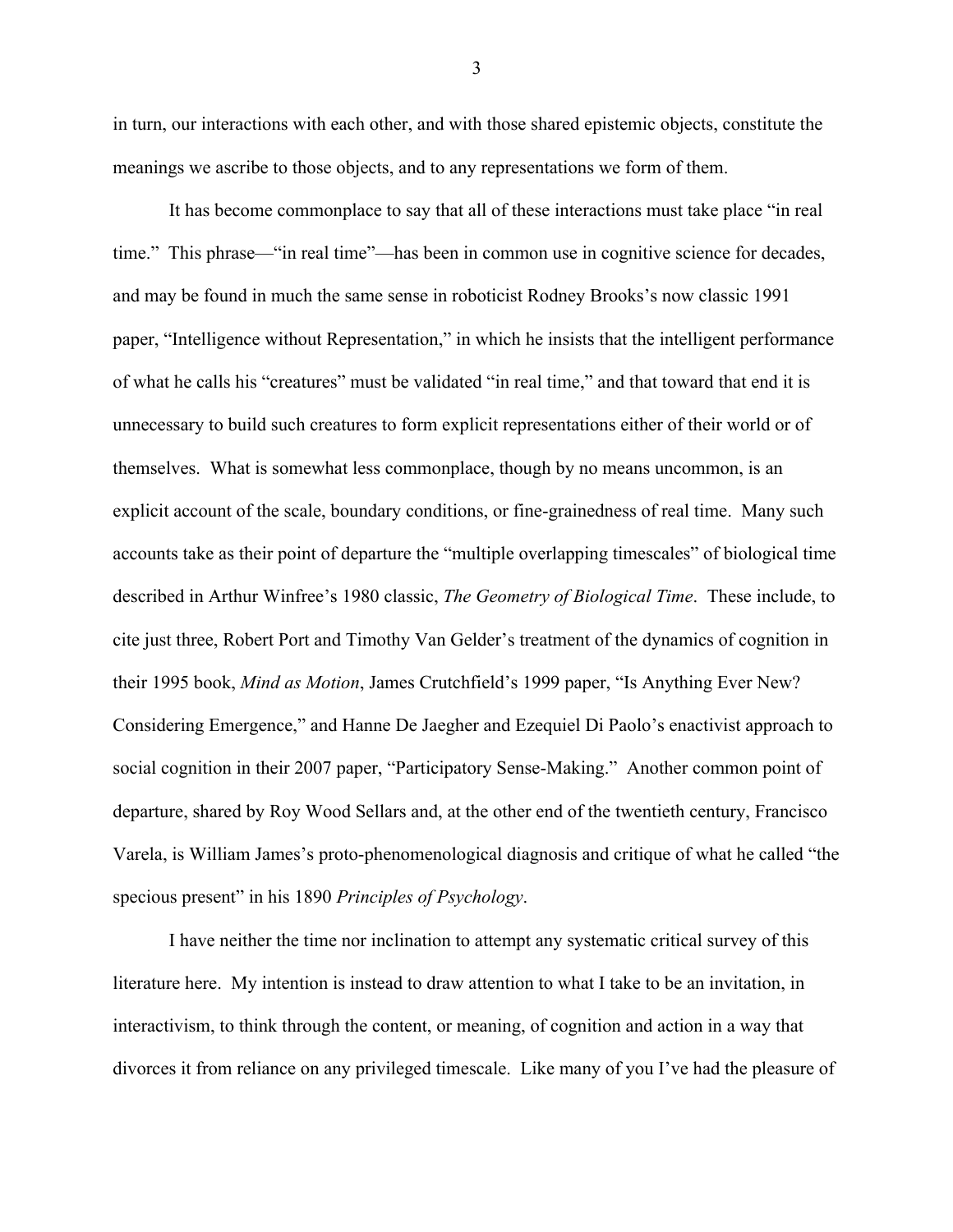in turn, our interactions with each other, and with those shared epistemic objects, constitute the meanings we ascribe to those objects, and to any representations we form of them.

It has become commonplace to say that all of these interactions must take place "in real time." This phrase—"in real time"—has been in common use in cognitive science for decades, and may be found in much the same sense in roboticist Rodney Brooks's now classic 1991 paper, "Intelligence without Representation," in which he insists that the intelligent performance of what he calls his "creatures" must be validated "in real time," and that toward that end it is unnecessary to build such creatures to form explicit representations either of their world or of themselves. What is somewhat less commonplace, though by no means uncommon, is an explicit account of the scale, boundary conditions, or fine-grainedness of real time. Many such accounts take as their point of departure the "multiple overlapping timescales" of biological time described in Arthur Winfree's 1980 classic, *The Geometry of Biological Time*. These include, to cite just three, Robert Port and Timothy Van Gelder's treatment of the dynamics of cognition in their 1995 book, *Mind as Motion*, James Crutchfield's 1999 paper, "Is Anything Ever New? Considering Emergence," and Hanne De Jaegher and Ezequiel Di Paolo's enactivist approach to social cognition in their 2007 paper, "Participatory Sense-Making." Another common point of departure, shared by Roy Wood Sellars and, at the other end of the twentieth century, Francisco Varela, is William James's proto-phenomenological diagnosis and critique of what he called "the specious present" in his 1890 *Principles of Psychology*.

I have neither the time nor inclination to attempt any systematic critical survey of this literature here. My intention is instead to draw attention to what I take to be an invitation, in interactivism, to think through the content, or meaning, of cognition and action in a way that divorces it from reliance on any privileged timescale. Like many of you I've had the pleasure of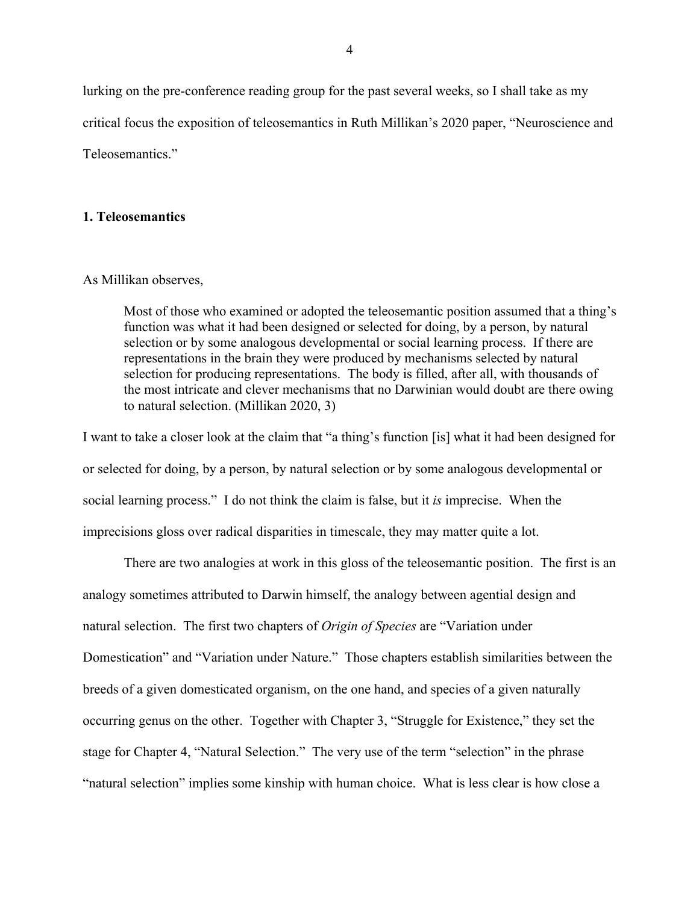lurking on the pre-conference reading group for the past several weeks, so I shall take as my critical focus the exposition of teleosemantics in Ruth Millikan's 2020 paper, "Neuroscience and Teleosemantics."

## 1. Teleosemantics

As Millikan observes,

> Most of those who examined or adopted the teleosemantic position assumed that a thing's function was what it had been designed or selected for doing, by a person, by natural selection or by some analogous developmental or social learning process. If there are representations in the brain they were produced by mechanisms selected by natural selection for producing representations. The body is filled, after all, with thousands of the most intricate and clever mechanisms that no Darwinian would doubt are there owing to natural selection. (Millikan 2020, 3)

I want to take a closer look at the claim that "a thing's function [is] what it had been designed for or selected for doing, by a person, by natural selection or by some analogous developmental or social learning process." I do not think the claim is false, but it *is* imprecise. When the imprecisions gloss over radical disparities in timescale, they may matter quite a lot.

There are two analogies at work in this gloss of the teleosemantic position. The first is an analogy sometimes attributed to Darwin himself, the analogy between agential design and natural selection. The first two chapters of *Origin of Species* are "Variation under Domestication" and "Variation under Nature." Those chapters establish similarities between the breeds of a given domesticated organism, on the one hand, and species of a given naturally occurring genus on the other. Together with Chapter 3, "Struggle for Existence," they set the stage for Chapter 4, "Natural Selection." The very use of the term "selection" in the phrase "natural selection" implies some kinship with human choice. What is less clear is how close a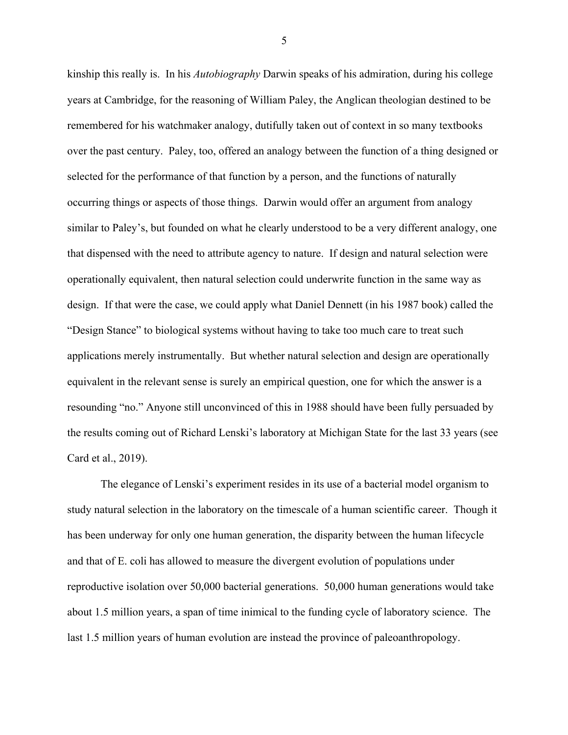kinship this really is. In his *Autobiography* Darwin speaks of his admiration, during his college years at Cambridge, for the reasoning of William Paley, the Anglican theologian destined to be remembered for his watchmaker analogy, dutifully taken out of context in so many textbooks over the past century. Paley, too, offered an analogy between the function of a thing designed or selected for the performance of that function by a person, and the functions of naturally occurring things or aspects of those things. Darwin would offer an argument from analogy similar to Paley's, but founded on what he clearly understood to be a very different analogy, one that dispensed with the need to attribute agency to nature. If design and natural selection were operationally equivalent, then natural selection could underwrite function in the same way as design. If that were the case, we could apply what Daniel Dennett (in his 1987 book) called the "Design Stance" to biological systems without having to take too much care to treat such applications merely instrumentally. But whether natural selection and design are operationally equivalent in the relevant sense is surely an empirical question, one for which the answer is a resounding "no." Anyone still unconvinced of this in 1988 should have been fully persuaded by the results coming out of Richard Lenski's laboratory at Michigan State for the last 33 years (see Card et al., 2019).

The elegance of Lenski's experiment resides in its use of a bacterial model organism to study natural selection in the laboratory on the timescale of a human scientific career. Though it has been underway for only one human generation, the disparity between the human lifecycle and that of E. coli has allowed to measure the divergent evolution of populations under reproductive isolation over 50,000 bacterial generations. 50,000 human generations would take about 1.5 million years, a span of time inimical to the funding cycle of laboratory science. The last 1.5 million years of human evolution are instead the province of paleoanthropology.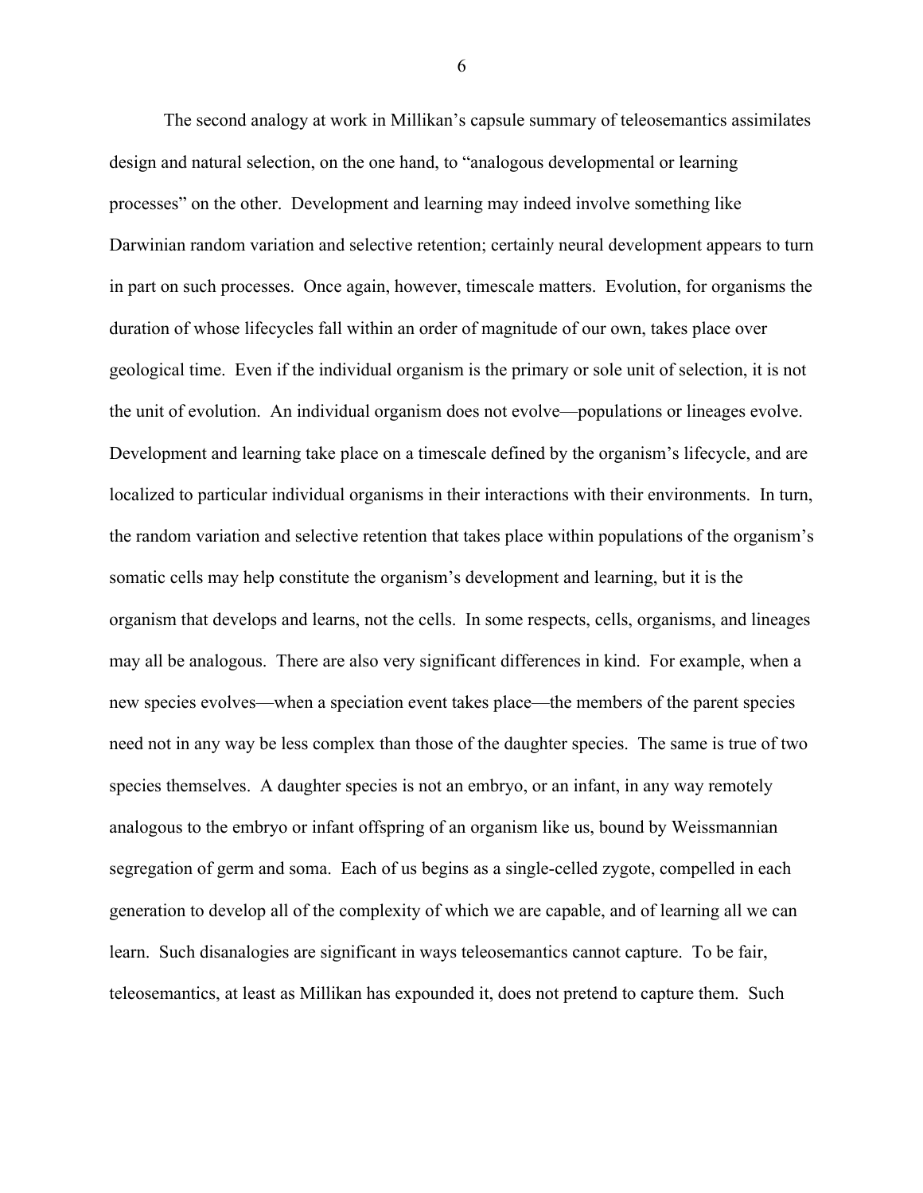The second analogy at work in Millikan's capsule summary of teleosemantics assimilates design and natural selection, on the one hand, to "analogous developmental or learning processes" on the other. Development and learning may indeed involve something like Darwinian random variation and selective retention; certainly neural development appears to turn in part on such processes. Once again, however, timescale matters. Evolution, for organisms the duration of whose lifecycles fall within an order of magnitude of our own, takes place over geological time. Even if the individual organism is the primary or sole unit of selection, it is not the unit of evolution. An individual organism does not evolve—populations or lineages evolve. Development and learning take place on a timescale defined by the organism's lifecycle, and are localized to particular individual organisms in their interactions with their environments. In turn, the random variation and selective retention that takes place within populations of the organism's somatic cells may help constitute the organism's development and learning, but it is the organism that develops and learns, not the cells. In some respects, cells, organisms, and lineages may all be analogous. There are also very significant differences in kind. For example, when a new species evolves—when a speciation event takes place—the members of the parent species need not in any way be less complex than those of the daughter species. The same is true of two species themselves. A daughter species is not an embryo, or an infant, in any way remotely analogous to the embryo or infant offspring of an organism like us, bound by Weissmannian segregation of germ and soma. Each of us begins as a single-celled zygote, compelled in each generation to develop all of the complexity of which we are capable, and of learning all we can learn. Such disanalogies are significant in ways teleosemantics cannot capture. To be fair, teleosemantics, at least as Millikan has expounded it, does not pretend to capture them. Such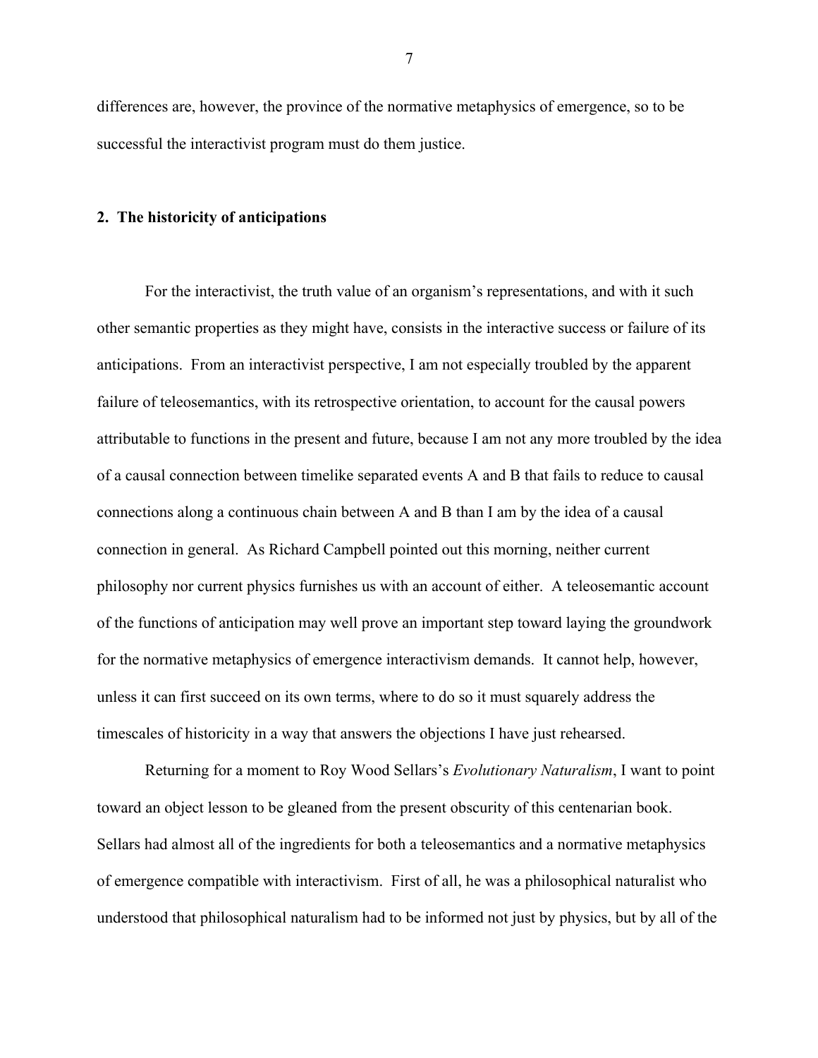differences are, however, the province of the normative metaphysics of emergence, so to be successful the interactivist program must do them justice.

## 2. The historicity of anticipations

For the interactivist, the truth value of an organism's representations, and with it such other semantic properties as they might have, consists in the interactive success or failure of its anticipations. From an interactivist perspective, I am not especially troubled by the apparent failure of teleosemantics, with its retrospective orientation, to account for the causal powers attributable to functions in the present and future, because I am not any more troubled by the idea of a causal connection between timelike separated events A and B that fails to reduce to causal connections along a continuous chain between A and B than I am by the idea of a causal connection in general. As Richard Campbell pointed out this morning, neither current philosophy nor current physics furnishes us with an account of either. A teleosemantic account of the functions of anticipation may well prove an important step toward laying the groundwork for the normative metaphysics of emergence interactivism demands. It cannot help, however, unless it can first succeed on its own terms, where to do so it must squarely address the timescales of historicity in a way that answers the objections I have just rehearsed.

Returning for a moment to Roy Wood Sellars's *Evolutionary Naturalism*, I want to point toward an object lesson to be gleaned from the present obscurity of this centenarian book. Sellars had almost all of the ingredients for both a teleosemantics and a normative metaphysics of emergence compatible with interactivism. First of all, he was a philosophical naturalist who understood that philosophical naturalism had to be informed not just by physics, but by all of the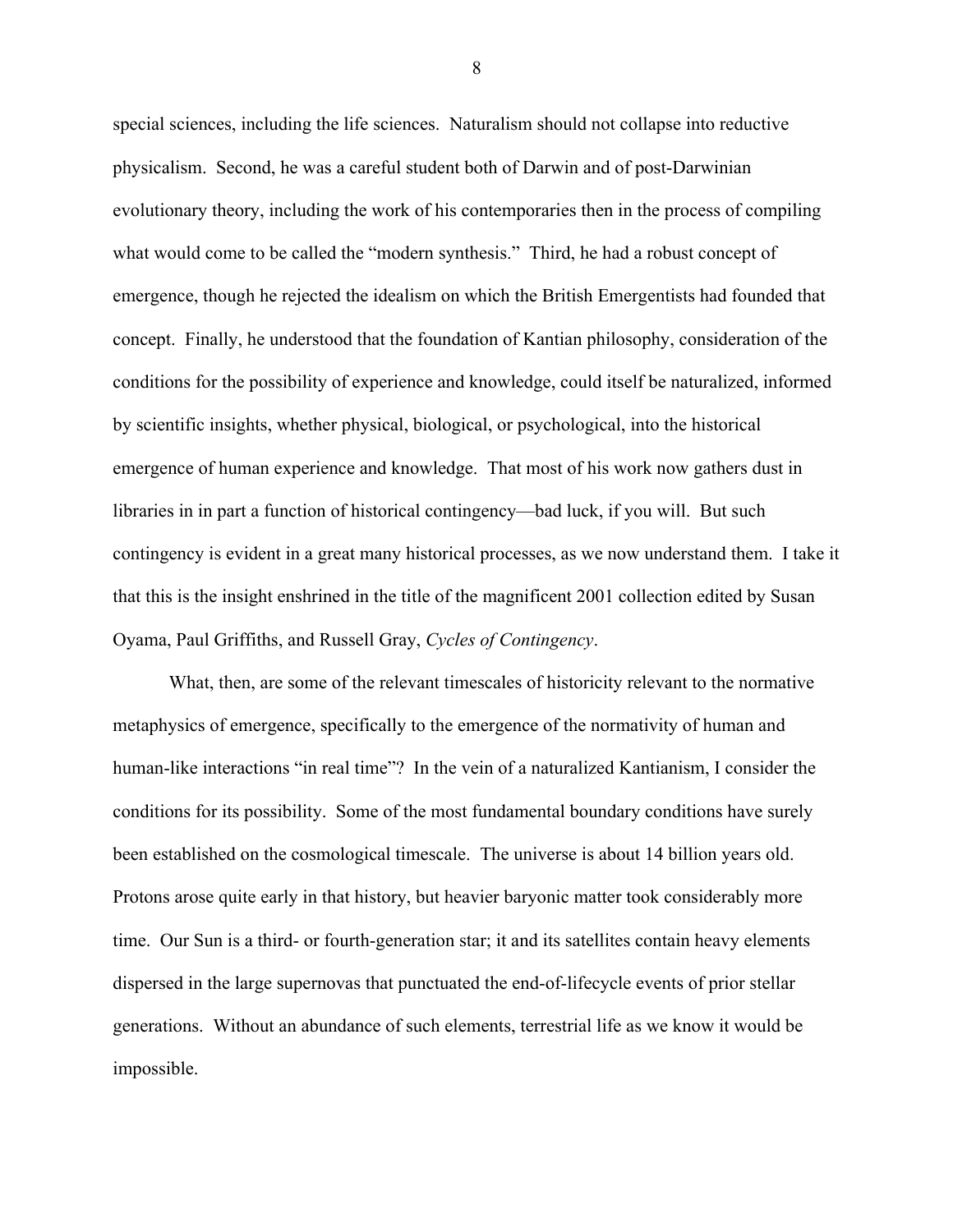special sciences, including the life sciences. Naturalism should not collapse into reductive physicalism. Second, he was a careful student both of Darwin and of post-Darwinian evolutionary theory, including the work of his contemporaries then in the process of compiling what would come to be called the "modern synthesis." Third, he had a robust concept of emergence, though he rejected the idealism on which the British Emergentists had founded that concept. Finally, he understood that the foundation of Kantian philosophy, consideration of the conditions for the possibility of experience and knowledge, could itself be naturalized, informed by scientific insights, whether physical, biological, or psychological, into the historical emergence of human experience and knowledge. That most of his work now gathers dust in libraries in in part a function of historical contingency—bad luck, if you will. But such contingency is evident in a great many historical processes, as we now understand them. I take it that this is the insight enshrined in the title of the magnificent 2001 collection edited by Susan Oyama, Paul Griffiths, and Russell Gray, *Cycles of Contingency*.

What, then, are some of the relevant timescales of historicity relevant to the normative metaphysics of emergence, specifically to the emergence of the normativity of human and human-like interactions "in real time"? In the vein of a naturalized Kantianism, I consider the conditions for its possibility. Some of the most fundamental boundary conditions have surely been established on the cosmological timescale. The universe is about 14 billion years old. Protons arose quite early in that history, but heavier baryonic matter took considerably more time. Our Sun is a third- or fourth-generation star; it and its satellites contain heavy elements dispersed in the large supernovas that punctuated the end-of-lifecycle events of prior stellar generations. Without an abundance of such elements, terrestrial life as we know it would be impossible.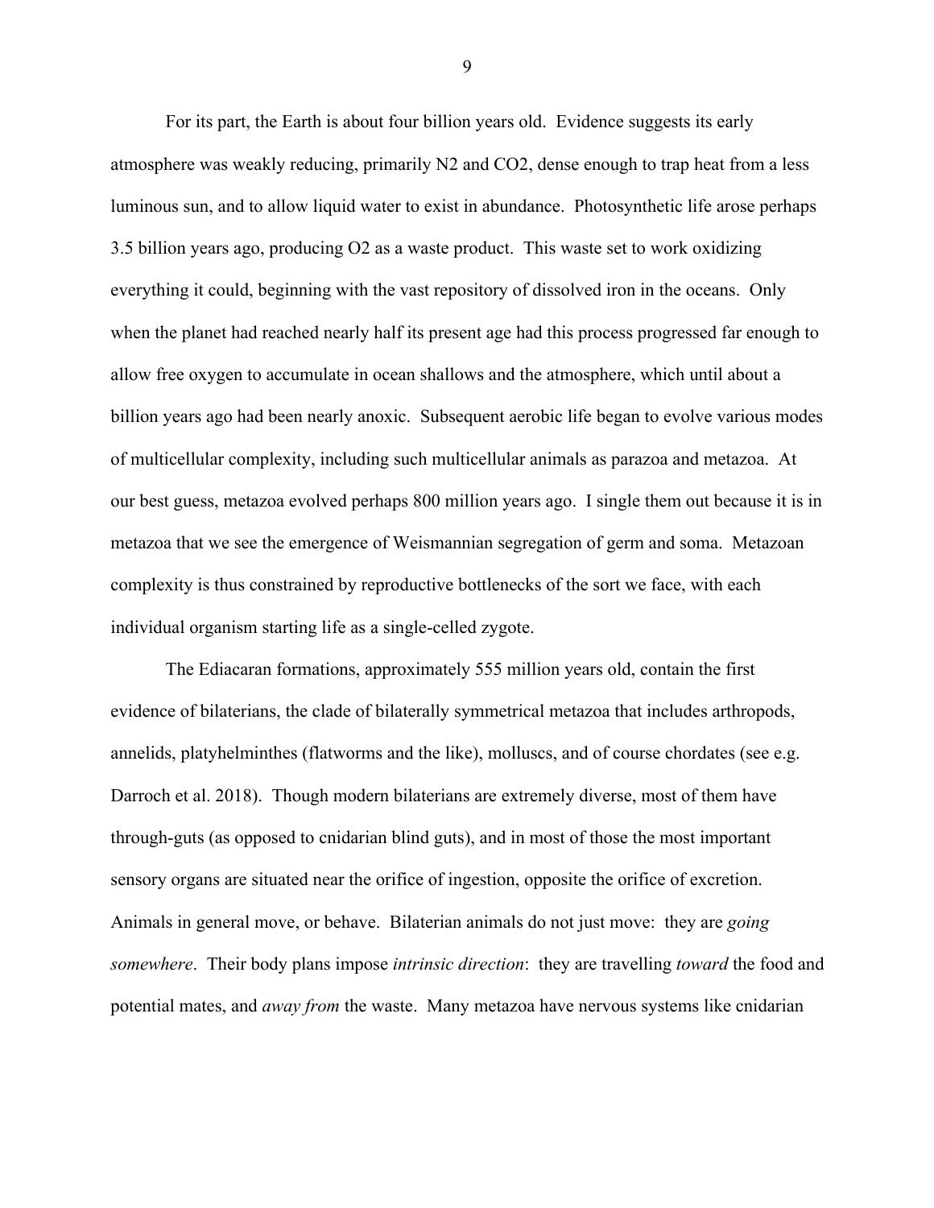For its part, the Earth is about four billion years old. Evidence suggests its early atmosphere was weakly reducing, primarily $N_2$ and $CO_2$, dense enough to trap heat from a less luminous sun, and to allow liquid water to exist in abundance. Photosynthetic life arose perhaps 3.5 billion years ago, producing $O_2$ as a waste product. This waste set to work oxidizing everything it could, beginning with the vast repository of dissolved iron in the oceans. Only when the planet had reached nearly half its present age had this process progressed far enough to allow free oxygen to accumulate in ocean shallows and the atmosphere, which until about a billion years ago had been nearly anoxic. Subsequent aerobic life began to evolve various modes of multicellular complexity, including such multicellular animals as parazoa and metazoa. At our best guess, metazoa evolved perhaps 800 million years ago. I single them out because it is in metazoa that we see the emergence of Weismannian segregation of germ and soma. Metazoan complexity is thus constrained by reproductive bottlenecks of the sort we face, with each individual organism starting life as a single-celled zygote.

The Ediacaran formations, approximately 555 million years old, contain the first evidence of bilaterians, the clade of bilaterally symmetrical metazoa that includes arthropods, annelids, platyhelminthes (flatworms and the like), molluscs, and of course chordates (see e.g. Darroch et al. 2018). Though modern bilaterians are extremely diverse, most of them have through-guts (as opposed to cnidarian blind guts), and in most of those the most important sensory organs are situated near the orifice of ingestion, opposite the orifice of excretion. Animals in general move, or behave. Bilaterian animals do not just move: they are *going somewhere*. Their body plans impose *intrinsic direction*: they are travelling *toward* the food and potential mates, and *away from* the waste. Many metazoa have nervous systems like cnidarian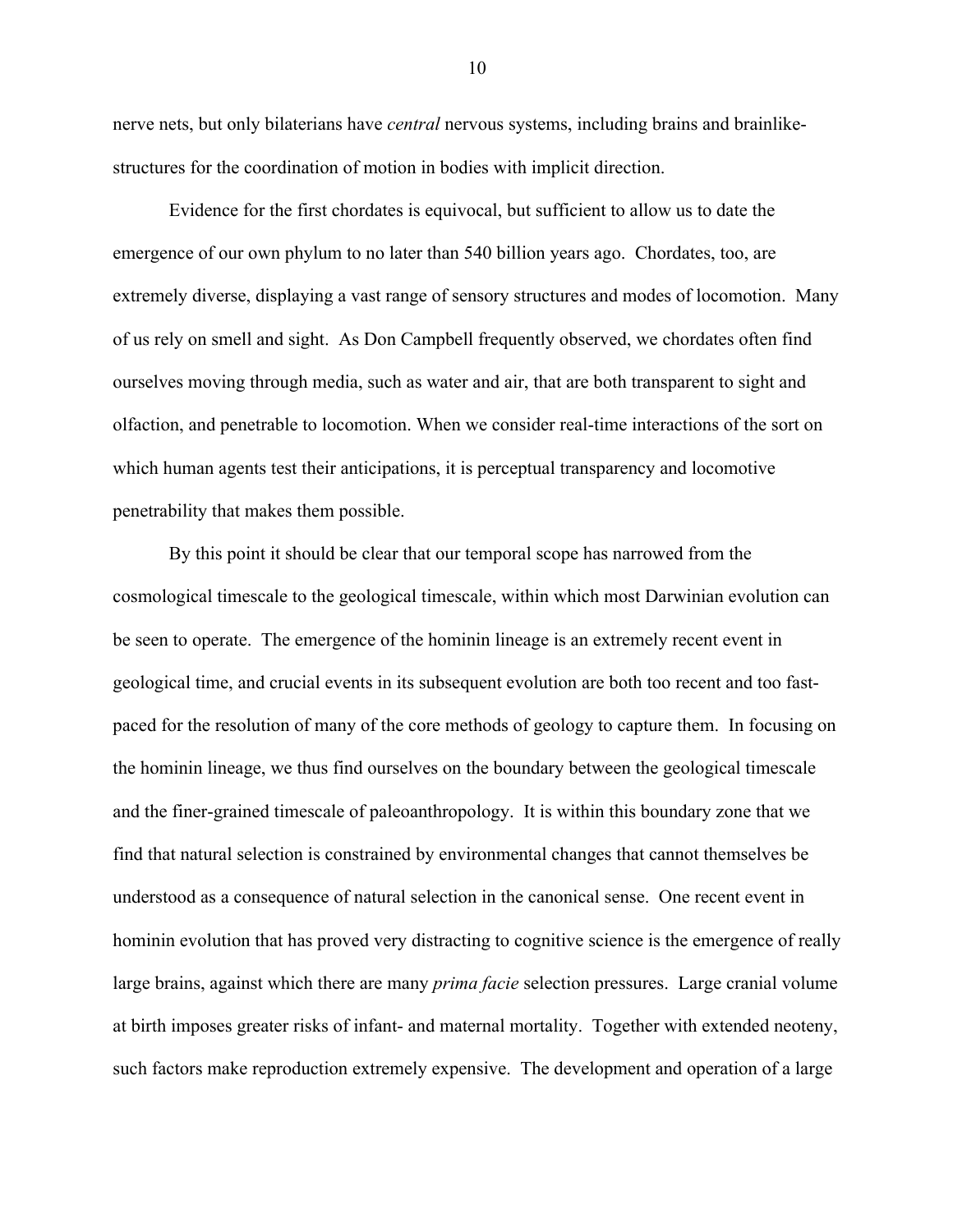nerve nets, but only bilaterians have *central* nervous systems, including brains and brainlike-structures for the coordination of motion in bodies with implicit direction.

Evidence for the first chordates is equivocal, but sufficient to allow us to date the emergence of our own phylum to no later than 540 billion years ago. Chordates, too, are extremely diverse, displaying a vast range of sensory structures and modes of locomotion. Many of us rely on smell and sight. As Don Campbell frequently observed, we chordates often find ourselves moving through media, such as water and air, that are both transparent to sight and olfaction, and penetrable to locomotion. When we consider real-time interactions of the sort on which human agents test their anticipations, it is perceptual transparency and locomotive penetrability that makes them possible.

By this point it should be clear that our temporal scope has narrowed from the cosmological timescale to the geological timescale, within which most Darwinian evolution can be seen to operate. The emergence of the hominin lineage is an extremely recent event in geological time, and crucial events in its subsequent evolution are both too recent and too fast-paced for the resolution of many of the core methods of geology to capture them. In focusing on the hominin lineage, we thus find ourselves on the boundary between the geological timescale and the finer-grained timescale of paleoanthropology. It is within this boundary zone that we find that natural selection is constrained by environmental changes that cannot themselves be understood as a consequence of natural selection in the canonical sense. One recent event in hominin evolution that has proved very distracting to cognitive science is the emergence of really large brains, against which there are many *prima facie* selection pressures. Large cranial volume at birth imposes greater risks of infant- and maternal mortality. Together with extended neoteny, such factors make reproduction extremely expensive. The development and operation of a large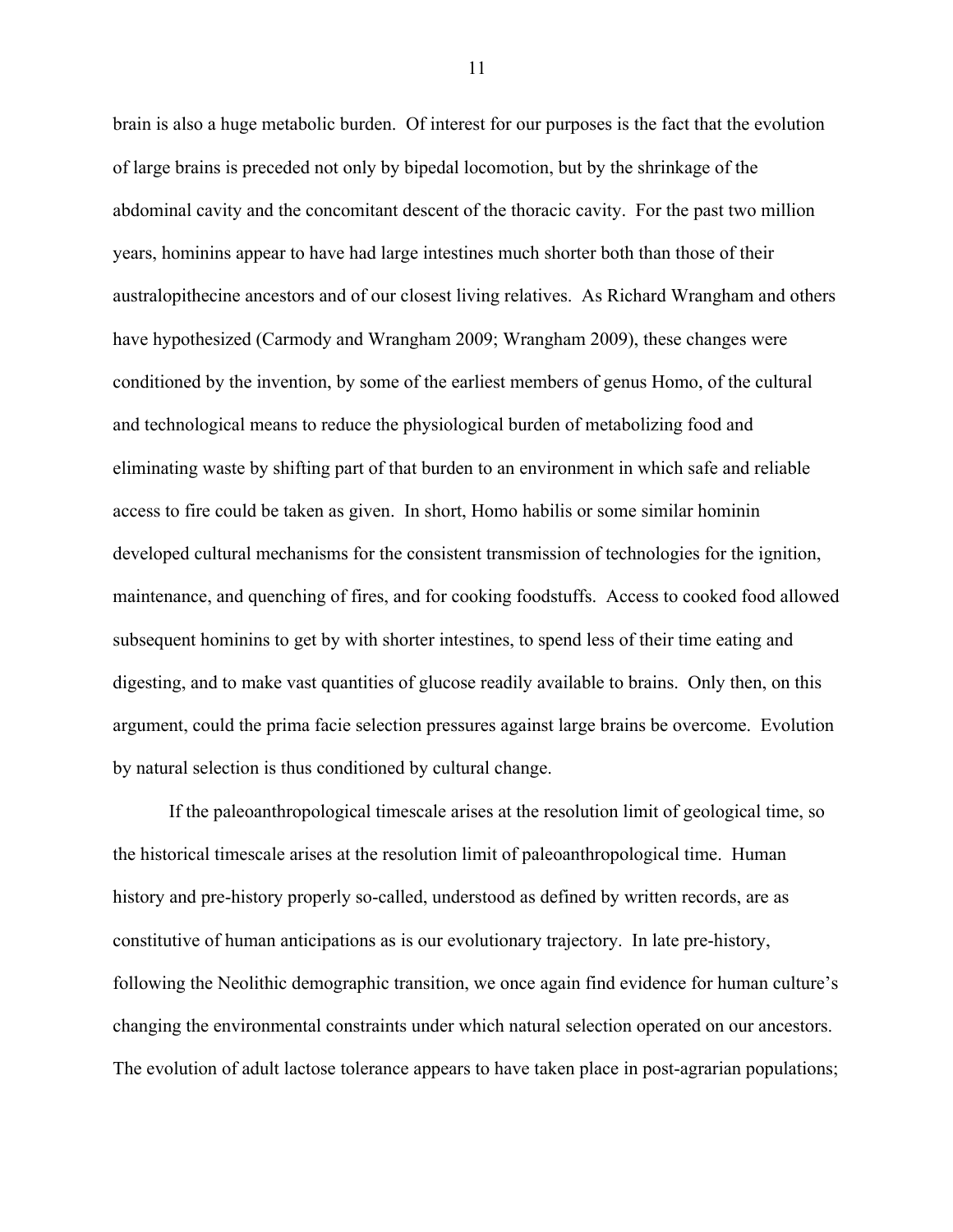brain is also a huge metabolic burden. Of interest for our purposes is the fact that the evolution of large brains is preceded not only by bipedal locomotion, but by the shrinkage of the abdominal cavity and the concomitant descent of the thoracic cavity. For the past two million years, hominins appear to have had large intestines much shorter both than those of their australopithecine ancestors and of our closest living relatives. As Richard Wrangham and others have hypothesized (Carmody and Wrangham 2009; Wrangham 2009), these changes were conditioned by the invention, by some of the earliest members of genus Homo, of the cultural and technological means to reduce the physiological burden of metabolizing food and eliminating waste by shifting part of that burden to an environment in which safe and reliable access to fire could be taken as given. In short, Homo habilis or some similar hominin developed cultural mechanisms for the consistent transmission of technologies for the ignition, maintenance, and quenching of fires, and for cooking foodstuffs. Access to cooked food allowed subsequent hominins to get by with shorter intestines, to spend less of their time eating and digesting, and to make vast quantities of glucose readily available to brains. Only then, on this argument, could the prima facie selection pressures against large brains be overcome. Evolution by natural selection is thus conditioned by cultural change.

If the paleoanthropological timescale arises at the resolution limit of geological time, so the historical timescale arises at the resolution limit of paleoanthropological time. Human history and pre-history properly so-called, understood as defined by written records, are as constitutive of human anticipations as is our evolutionary trajectory. In late pre-history, following the Neolithic demographic transition, we once again find evidence for human culture's changing the environmental constraints under which natural selection operated on our ancestors. The evolution of adult lactose tolerance appears to have taken place in post-agrarian populations;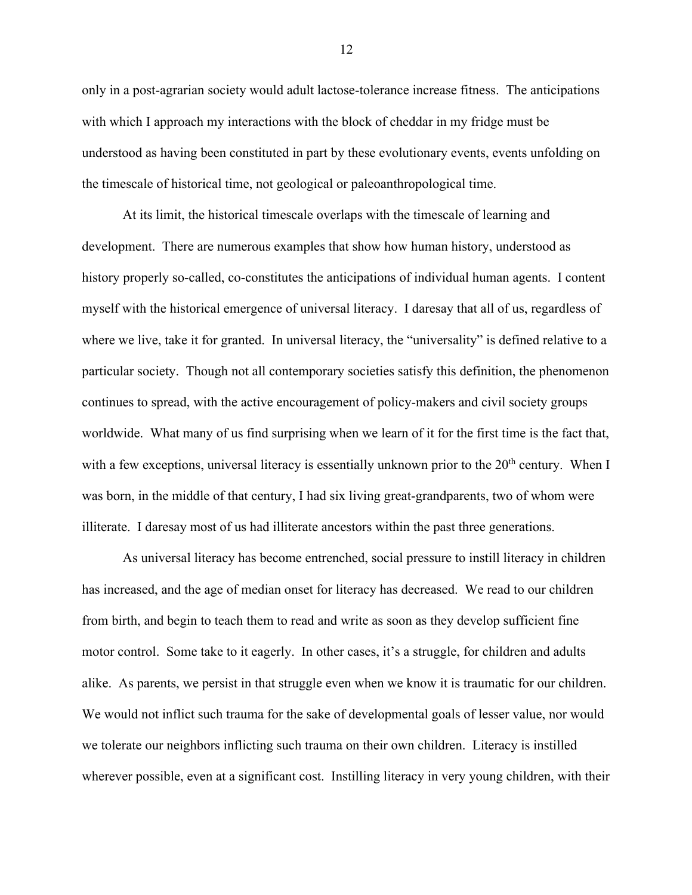only in a post-agrarian society would adult lactose-tolerance increase fitness. The anticipations with which I approach my interactions with the block of cheddar in my fridge must be understood as having been constituted in part by these evolutionary events, events unfolding on the timescale of historical time, not geological or paleoanthropological time.

At its limit, the historical timescale overlaps with the timescale of learning and development. There are numerous examples that show how human history, understood as history properly so-called, co-constitutes the anticipations of individual human agents. I content myself with the historical emergence of universal literacy. I daresay that all of us, regardless of where we live, take it for granted. In universal literacy, the "universality" is defined relative to a particular society. Though not all contemporary societies satisfy this definition, the phenomenon continues to spread, with the active encouragement of policy-makers and civil society groups worldwide. What many of us find surprising when we learn of it for the first time is the fact that, with a few exceptions, universal literacy is essentially unknown prior to the 20th century. When I was born, in the middle of that century, I had six living great-grandparents, two of whom were illiterate. I daresay most of us had illiterate ancestors within the past three generations.

As universal literacy has become entrenched, social pressure to instill literacy in children has increased, and the age of median onset for literacy has decreased. We read to our children from birth, and begin to teach them to read and write as soon as they develop sufficient fine motor control. Some take to it eagerly. In other cases, it's a struggle, for children and adults alike. As parents, we persist in that struggle even when we know it is traumatic for our children. We would not inflict such trauma for the sake of developmental goals of lesser value, nor would we tolerate our neighbors inflicting such trauma on their own children. Literacy is instilled wherever possible, even at a significant cost. Instilling literacy in very young children, with their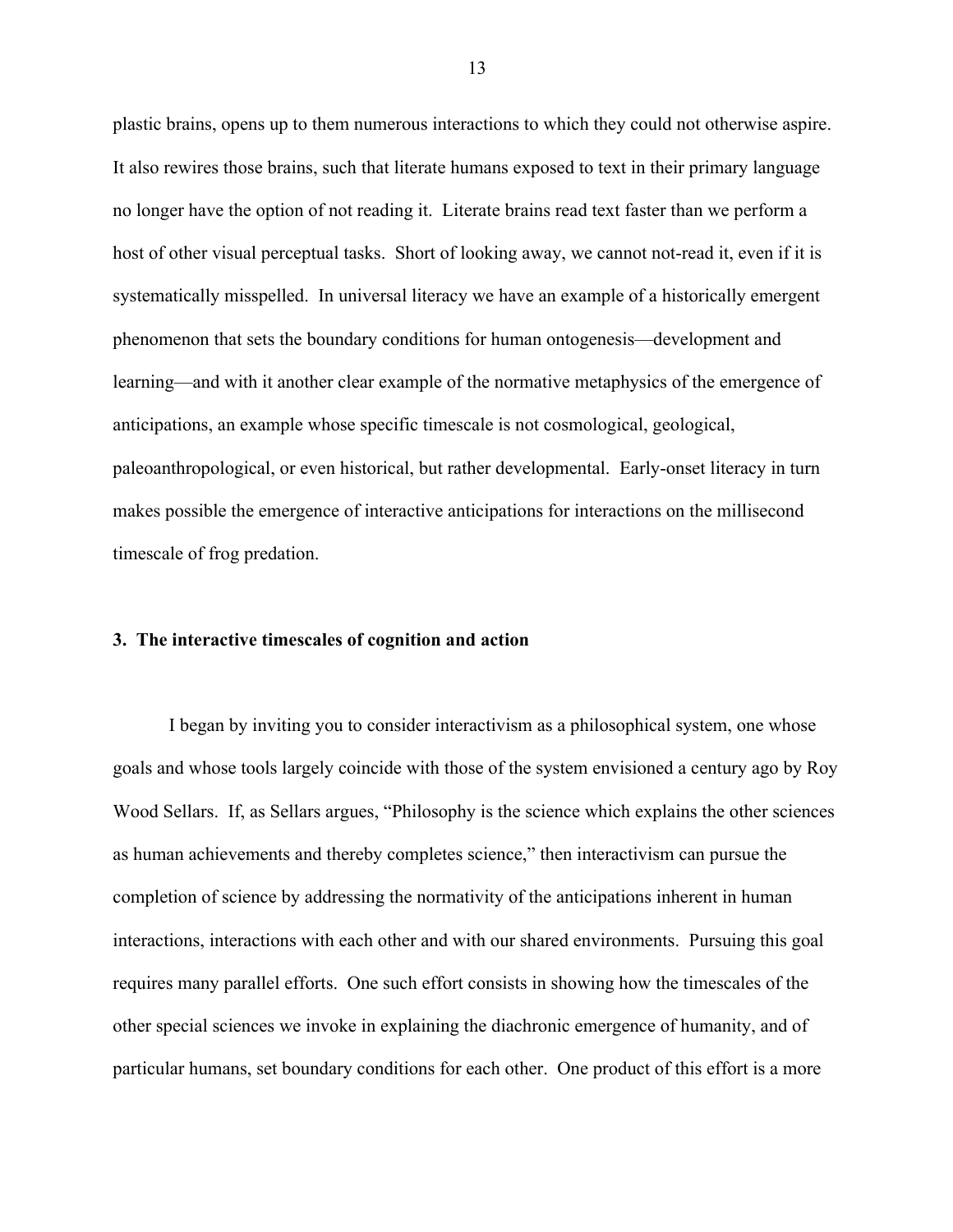plastic brains, opens up to them numerous interactions to which they could not otherwise aspire. It also rewires those brains, such that literate humans exposed to text in their primary language no longer have the option of not reading it. Literate brains read text faster than we perform a host of other visual perceptual tasks. Short of looking away, we cannot not-read it, even if it is systematically misspelled. In universal literacy we have an example of a historically emergent phenomenon that sets the boundary conditions for human ontogenesis—development and learning—and with it another clear example of the normative metaphysics of the emergence of anticipations, an example whose specific timescale is not cosmological, geological, paleoanthropological, or even historical, but rather developmental. Early-onset literacy in turn makes possible the emergence of interactive anticipations for interactions on the millisecond timescale of frog predation.

## 3. The interactive timescales of cognition and action

I began by inviting you to consider interactivism as a philosophical system, one whose goals and whose tools largely coincide with those of the system envisioned a century ago by Roy Wood Sellars. If, as Sellars argues, "Philosophy is the science which explains the other sciences as human achievements and thereby completes science," then interactivism can pursue the completion of science by addressing the normativity of the anticipations inherent in human interactions, interactions with each other and with our shared environments. Pursuing this goal requires many parallel efforts. One such effort consists in showing how the timescales of the other special sciences we invoke in explaining the diachronic emergence of humanity, and of particular humans, set boundary conditions for each other. One product of this effort is a more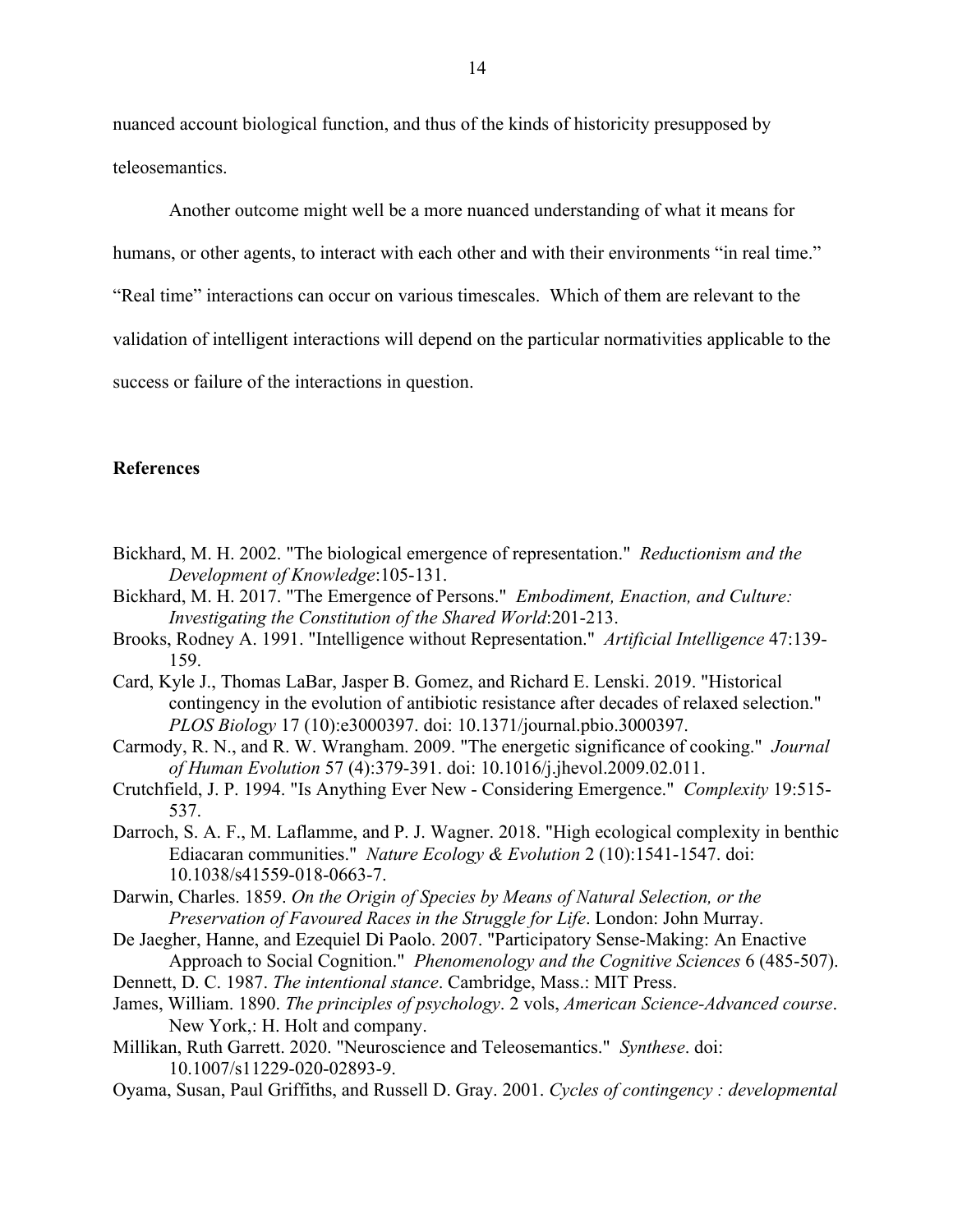nuanced account biological function, and thus of the kinds of historicity presupposed by teleosemantics.

Another outcome might well be a more nuanced understanding of what it means for humans, or other agents, to interact with each other and with their environments "in real time." "Real time" interactions can occur on various timescales. Which of them are relevant to the validation of intelligent interactions will depend on the particular normativities applicable to the success or failure of the interactions in question.

## References

Bickhard, M. H. 2002. "The biological emergence of representation." *Reductionism and the Development of Knowledge*:105-131.

Bickhard, M. H. 2017. "The Emergence of Persons." *Embodiment, Enaction, and Culture: Investigating the Constitution of the Shared World*:201-213.

Brooks, Rodney A. 1991. "Intelligence without Representation." *Artificial Intelligence* 47:139-159.

Card, Kyle J., Thomas LaBar, Jasper B. Gomez, and Richard E. Lenski. 2019. "Historical contingency in the evolution of antibiotic resistance after decades of relaxed selection." *PLOS Biology* 17 (10):e3000397. doi: 10.1371/journal.pbio.3000397.

Carmody, R. N., and R. W. Wrangham. 2009. "The energetic significance of cooking." *Journal of Human Evolution* 57 (4):379-391. doi: 10.1016/j.jhevol.2009.02.011.

Crutchfield, J. P. 1994. "Is Anything Ever New - Considering Emergence." *Complexity* 19:515-537.

Darroch, S. A. F., M. Laflamme, and P. J. Wagner. 2018. "High ecological complexity in benthic Ediacaran communities." *Nature Ecology & Evolution* 2 (10):1541-1547. doi: 10.1038/s41559-018-0663-7.

Darwin, Charles. 1859. *On the Origin of Species by Means of Natural Selection, or the Preservation of Favoured Races in the Struggle for Life*. London: John Murray.

De Jaegher, Hanne, and Ezequiel Di Paolo. 2007. "Participatory Sense-Making: An Enactive Approach to Social Cognition." *Phenomenology and the Cognitive Sciences* 6 (485-507).

Dennett, D. C. 1987. *The intentional stance*. Cambridge, Mass.: MIT Press.

James, William. 1890. *The principles of psychology*. 2 vols, *American Science-Advanced course*. New York,: H. Holt and company.

Millikan, Ruth Garrett. 2020. "Neuroscience and Teleosemantics." *Synthese*. doi: 10.1007/s11229-020-02893-9.

Oyama, Susan, Paul Griffiths, and Russell D. Gray. 2001. *Cycles of contingency : developmental*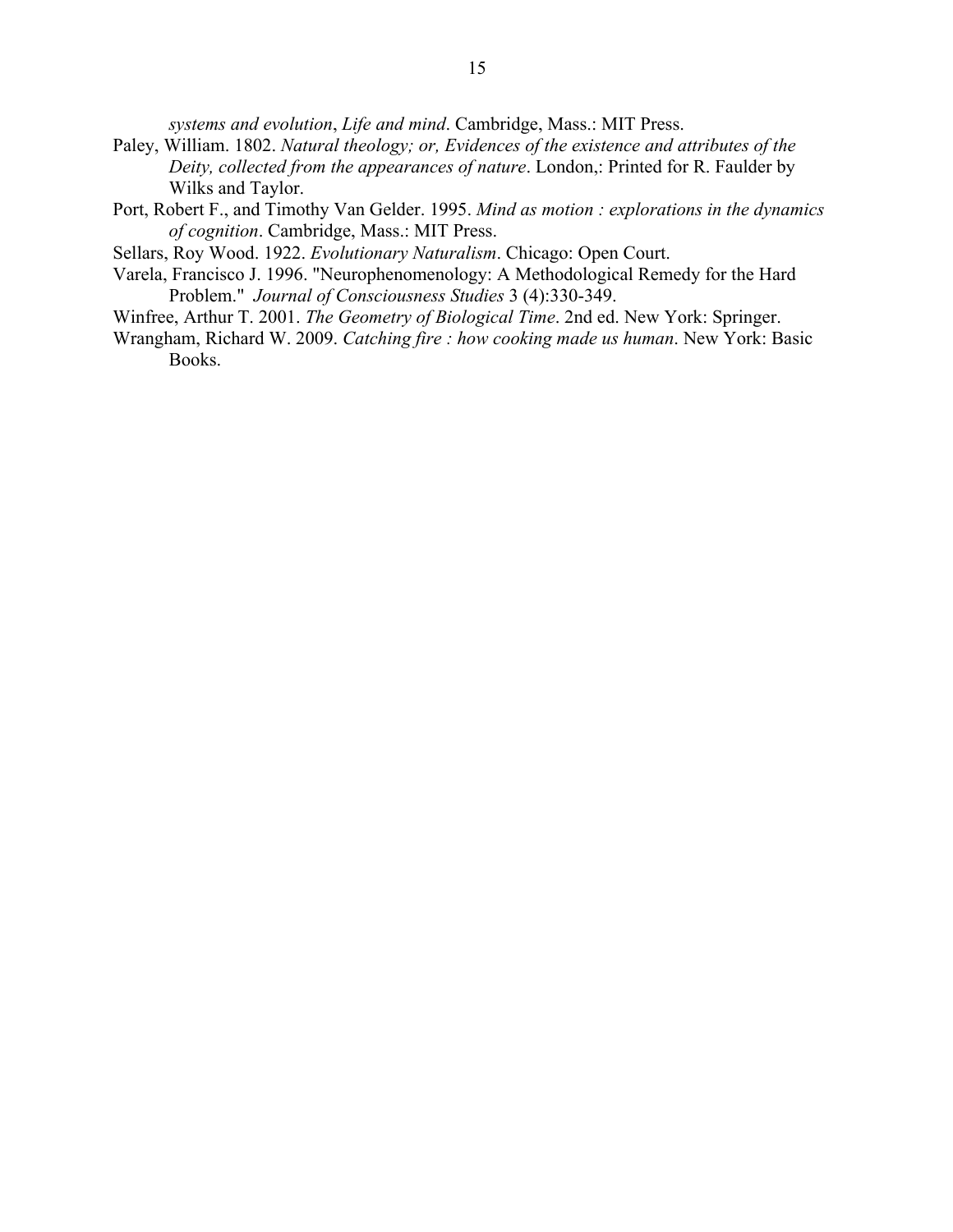*systems and evolution*, *Life and mind*. Cambridge, Mass.: MIT Press.

Paley, William. 1802. *Natural theology; or, Evidences of the existence and attributes of the Deity, collected from the appearances of nature*. London,: Printed for R. Faulder by Wilks and Taylor.

Port, Robert F., and Timothy Van Gelder. 1995. *Mind as motion : explorations in the dynamics of cognition*. Cambridge, Mass.: MIT Press.

Sellars, Roy Wood. 1922. *Evolutionary Naturalism*. Chicago: Open Court.

Varela, Francisco J. 1996. "Neurophenomenology: A Methodological Remedy for the Hard Problem." *Journal of Consciousness Studies* 3 (4):330-349.

Winfree, Arthur T. 2001. *The Geometry of Biological Time*. 2nd ed. New York: Springer.

Wrangham, Richard W. 2009. *Catching fire : how cooking made us human*. New York: Basic Books.